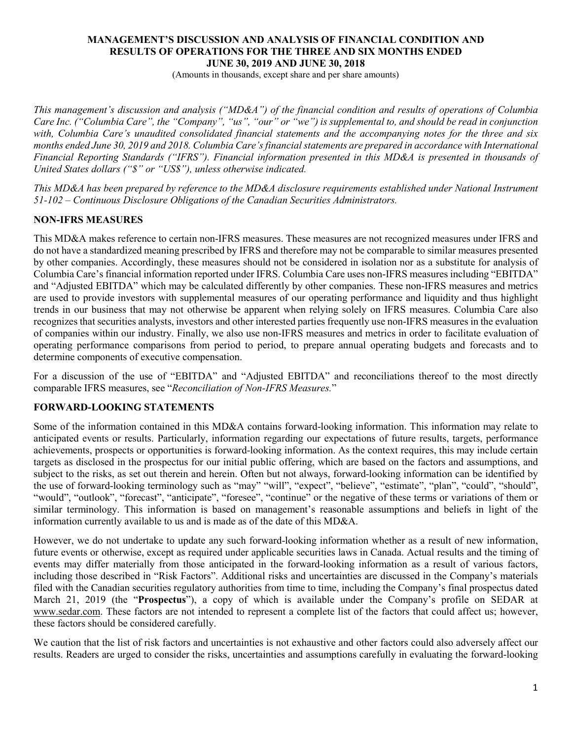# MANAGEMENT'S DISCUSSION AND ANALYSIS OF FINANCIAL CONDITION AND RESULTS OF OPERATIONS FOR THE THREE AND SIX MONTHS ENDED JUNE 30, 2019 AND JUNE 30, 2018

(Amounts in thousands, except share and per share amounts)

*This management's discussion and analysis ("MD&A") of the financial condition and results of operations of Columbia Care Inc. ("Columbia Care", the "Company", "us", "our" or "we") is supplemental to, and should be read in conjunction with, Columbia Care's unaudited consolidated financial statements and the accompanying notes for the three and six months ended June 30, 2019 and 2018. Columbia Care's financial statements are prepared in accordance with International Financial Reporting Standards ("IFRS"). Financial information presented in this MD&A is presented in thousands of United States dollars ("$" or "US$"), unless otherwise indicated.*

*This MD&A has been prepared by reference to the MD&A disclosure requirements established under National Instrument 51-102 – Continuous Disclosure Obligations of the Canadian Securities Administrators.*

## NON-IFRS MEASURES

This MD&A makes reference to certain non-IFRS measures. These measures are not recognized measures under IFRS and do not have a standardized meaning prescribed by IFRS and therefore may not be comparable to similar measures presented by other companies. Accordingly, these measures should not be considered in isolation nor as a substitute for analysis of Columbia Care's financial information reported under IFRS. Columbia Care uses non-IFRS measures including "EBITDA" and "Adjusted EBITDA" which may be calculated differently by other companies. These non-IFRS measures and metrics are used to provide investors with supplemental measures of our operating performance and liquidity and thus highlight trends in our business that may not otherwise be apparent when relying solely on IFRS measures. Columbia Care also recognizes that securities analysts, investors and other interested parties frequently use non-IFRS measures in the evaluation of companies within our industry. Finally, we also use non-IFRS measures and metrics in order to facilitate evaluation of operating performance comparisons from period to period, to prepare annual operating budgets and forecasts and to determine components of executive compensation.

For a discussion of the use of "EBITDA" and "Adjusted EBITDA" and reconciliations thereof to the most directly comparable IFRS measures, see "*Reconciliation of Non-IFRS Measures.*"

## FORWARD-LOOKING STATEMENTS

Some of the information contained in this MD&A contains forward-looking information. This information may relate to anticipated events or results. Particularly, information regarding our expectations of future results, targets, performance achievements, prospects or opportunities is forward-looking information. As the context requires, this may include certain targets as disclosed in the prospectus for our initial public offering, which are based on the factors and assumptions, and subject to the risks, as set out therein and herein. Often but not always, forward-looking information can be identified by the use of forward-looking terminology such as "may" "will", "expect", "believe", "estimate", "plan", "could", "should", "would", "outlook", "forecast", "anticipate", "foresee", "continue" or the negative of these terms or variations of them or similar terminology. This information is based on management's reasonable assumptions and beliefs in light of the information currently available to us and is made as of the date of this MD&A.

However, we do not undertake to update any such forward-looking information whether as a result of new information, future events or otherwise, except as required under applicable securities laws in Canada. Actual results and the timing of events may differ materially from those anticipated in the forward-looking information as a result of various factors, including those described in "Risk Factors". Additional risks and uncertainties are discussed in the Company's materials filed with the Canadian securities regulatory authorities from time to time, including the Company's final prospectus dated March 21, 2019 (the "**Prospectus**"), a copy of which is available under the Company's profile on SEDAR at www.sedar.com. These factors are not intended to represent a complete list of the factors that could affect us; however, these factors should be considered carefully.

We caution that the list of risk factors and uncertainties is not exhaustive and other factors could also adversely affect our results. Readers are urged to consider the risks, uncertainties and assumptions carefully in evaluating the forward-looking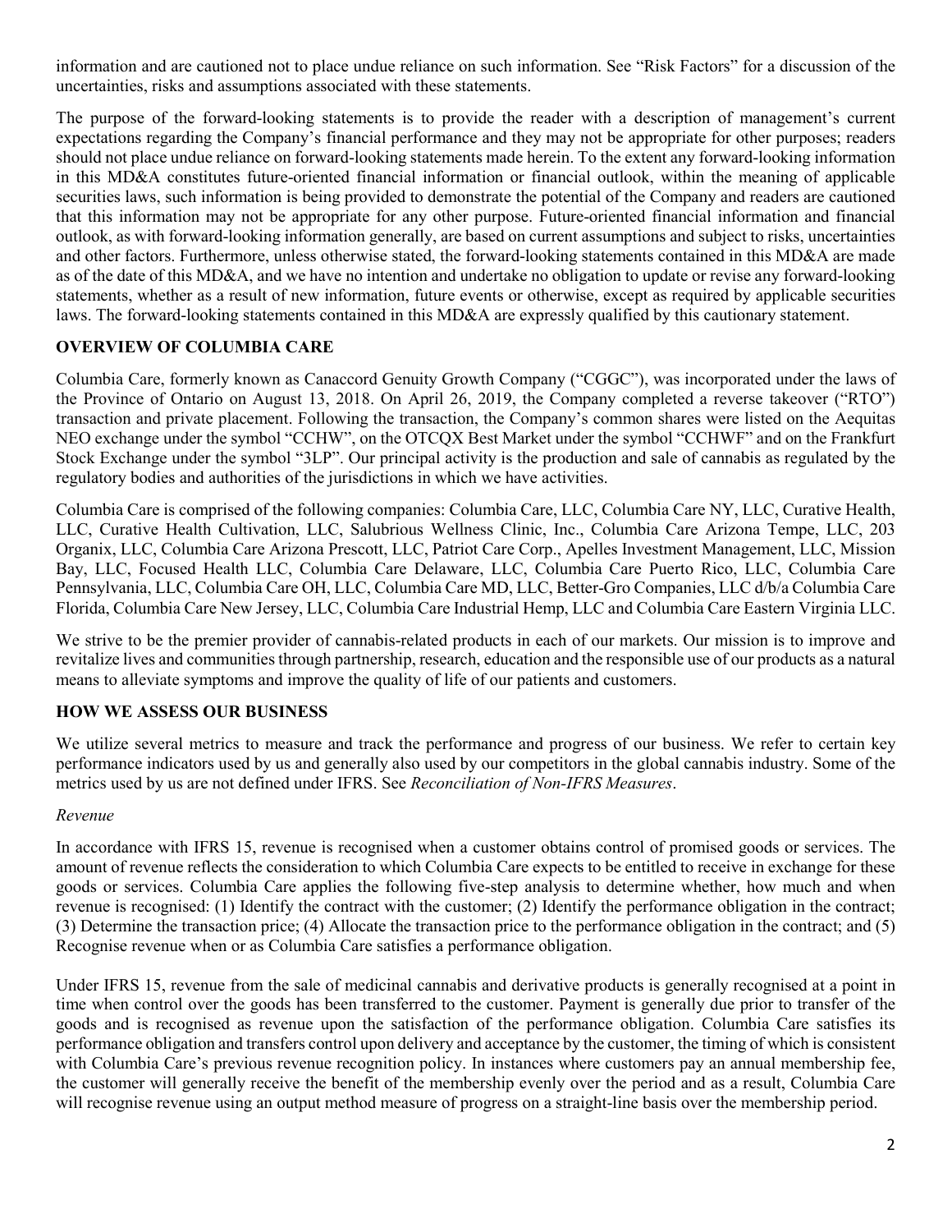information and are cautioned not to place undue reliance on such information. See "Risk Factors" for a discussion of the uncertainties, risks and assumptions associated with these statements.

The purpose of the forward-looking statements is to provide the reader with a description of management's current expectations regarding the Company's financial performance and they may not be appropriate for other purposes; readers should not place undue reliance on forward-looking statements made herein. To the extent any forward-looking information in this MD&A constitutes future-oriented financial information or financial outlook, within the meaning of applicable securities laws, such information is being provided to demonstrate the potential of the Company and readers are cautioned that this information may not be appropriate for any other purpose. Future-oriented financial information and financial outlook, as with forward-looking information generally, are based on current assumptions and subject to risks, uncertainties and other factors. Furthermore, unless otherwise stated, the forward-looking statements contained in this MD&A are made as of the date of this MD&A, and we have no intention and undertake no obligation to update or revise any forward-looking statements, whether as a result of new information, future events or otherwise, except as required by applicable securities laws. The forward-looking statements contained in this MD&A are expressly qualified by this cautionary statement.

## OVERVIEW OF COLUMBIA CARE

Columbia Care, formerly known as Canaccord Genuity Growth Company ("CGGC"), was incorporated under the laws of the Province of Ontario on August 13, 2018. On April 26, 2019, the Company completed a reverse takeover ("RTO") transaction and private placement. Following the transaction, the Company's common shares were listed on the Aequitas NEO exchange under the symbol "CCHW", on the OTCQX Best Market under the symbol "CCHWF" and on the Frankfurt Stock Exchange under the symbol "3LP". Our principal activity is the production and sale of cannabis as regulated by the regulatory bodies and authorities of the jurisdictions in which we have activities.

Columbia Care is comprised of the following companies: Columbia Care, LLC, Columbia Care NY, LLC, Curative Health, LLC, Curative Health Cultivation, LLC, Salubrious Wellness Clinic, Inc., Columbia Care Arizona Tempe, LLC, 203 Organix, LLC, Columbia Care Arizona Prescott, LLC, Patriot Care Corp., Apelles Investment Management, LLC, Mission Bay, LLC, Focused Health LLC, Columbia Care Delaware, LLC, Columbia Care Puerto Rico, LLC, Columbia Care Pennsylvania, LLC, Columbia Care OH, LLC, Columbia Care MD, LLC, Better-Gro Companies, LLC d/b/a Columbia Care Florida, Columbia Care New Jersey, LLC, Columbia Care Industrial Hemp, LLC and Columbia Care Eastern Virginia LLC.

We strive to be the premier provider of cannabis-related products in each of our markets. Our mission is to improve and revitalize lives and communities through partnership, research, education and the responsible use of our products as a natural means to alleviate symptoms and improve the quality of life of our patients and customers.

## HOW WE ASSESS OUR BUSINESS

We utilize several metrics to measure and track the performance and progress of our business. We refer to certain key performance indicators used by us and generally also used by our competitors in the global cannabis industry. Some of the metrics used by us are not defined under IFRS. See *Reconciliation of Non-IFRS Measures*.

### *Revenue*

In accordance with IFRS 15, revenue is recognised when a customer obtains control of promised goods or services. The amount of revenue reflects the consideration to which Columbia Care expects to be entitled to receive in exchange for these goods or services. Columbia Care applies the following five-step analysis to determine whether, how much and when revenue is recognised: (1) Identify the contract with the customer; (2) Identify the performance obligation in the contract; (3) Determine the transaction price; (4) Allocate the transaction price to the performance obligation in the contract; and (5) Recognise revenue when or as Columbia Care satisfies a performance obligation.

Under IFRS 15, revenue from the sale of medicinal cannabis and derivative products is generally recognised at a point in time when control over the goods has been transferred to the customer. Payment is generally due prior to transfer of the goods and is recognised as revenue upon the satisfaction of the performance obligation. Columbia Care satisfies its performance obligation and transfers control upon delivery and acceptance by the customer, the timing of which is consistent with Columbia Care's previous revenue recognition policy. In instances where customers pay an annual membership fee, the customer will generally receive the benefit of the membership evenly over the period and as a result, Columbia Care will recognise revenue using an output method measure of progress on a straight-line basis over the membership period.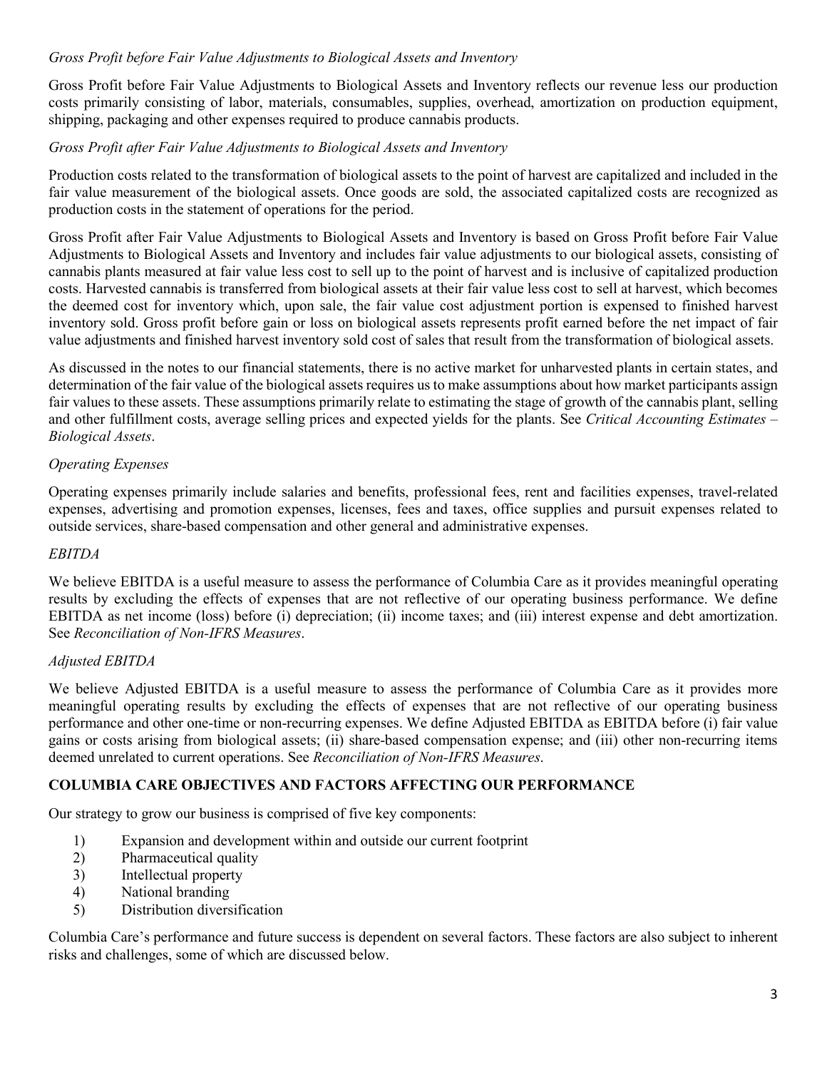*Gross Profit before Fair Value Adjustments to Biological Assets and Inventory*

Gross Profit before Fair Value Adjustments to Biological Assets and Inventory reflects our revenue less our production costs primarily consisting of labor, materials, consumables, supplies, overhead, amortization on production equipment, shipping, packaging and other expenses required to produce cannabis products.

*Gross Profit after Fair Value Adjustments to Biological Assets and Inventory*

Production costs related to the transformation of biological assets to the point of harvest are capitalized and included in the fair value measurement of the biological assets. Once goods are sold, the associated capitalized costs are recognized as production costs in the statement of operations for the period.

Gross Profit after Fair Value Adjustments to Biological Assets and Inventory is based on Gross Profit before Fair Value Adjustments to Biological Assets and Inventory and includes fair value adjustments to our biological assets, consisting of cannabis plants measured at fair value less cost to sell up to the point of harvest and is inclusive of capitalized production costs. Harvested cannabis is transferred from biological assets at their fair value less cost to sell at harvest, which becomes the deemed cost for inventory which, upon sale, the fair value cost adjustment portion is expensed to finished harvest inventory sold. Gross profit before gain or loss on biological assets represents profit earned before the net impact of fair value adjustments and finished harvest inventory sold cost of sales that result from the transformation of biological assets.

As discussed in the notes to our financial statements, there is no active market for unharvested plants in certain states, and determination of the fair value of the biological assets requires us to make assumptions about how market participants assign fair values to these assets. These assumptions primarily relate to estimating the stage of growth of the cannabis plant, selling and other fulfillment costs, average selling prices and expected yields for the plants. See *Critical Accounting Estimates – Biological Assets*.

*Operating Expenses*

Operating expenses primarily include salaries and benefits, professional fees, rent and facilities expenses, travel-related expenses, advertising and promotion expenses, licenses, fees and taxes, office supplies and pursuit expenses related to outside services, share-based compensation and other general and administrative expenses.

*EBITDA*

We believe EBITDA is a useful measure to assess the performance of Columbia Care as it provides meaningful operating results by excluding the effects of expenses that are not reflective of our operating business performance. We define EBITDA as net income (loss) before (i) depreciation; (ii) income taxes; and (iii) interest expense and debt amortization. See *Reconciliation of Non-IFRS Measures*.

*Adjusted EBITDA*

We believe Adjusted EBITDA is a useful measure to assess the performance of Columbia Care as it provides more meaningful operating results by excluding the effects of expenses that are not reflective of our operating business performance and other one-time or non-recurring expenses. We define Adjusted EBITDA as EBITDA before (i) fair value gains or costs arising from biological assets; (ii) share-based compensation expense; and (iii) other non-recurring items deemed unrelated to current operations. See *Reconciliation of Non-IFRS Measures*.

## COLUMBIA CARE OBJECTIVES AND FACTORS AFFECTING OUR PERFORMANCE

Our strategy to grow our business is comprised of five key components:

1) Expansion and development within and outside our current footprint
2) Pharmaceutical quality
3) Intellectual property
4) National branding
5) Distribution diversification

Columbia Care's performance and future success is dependent on several factors. These factors are also subject to inherent risks and challenges, some of which are discussed below.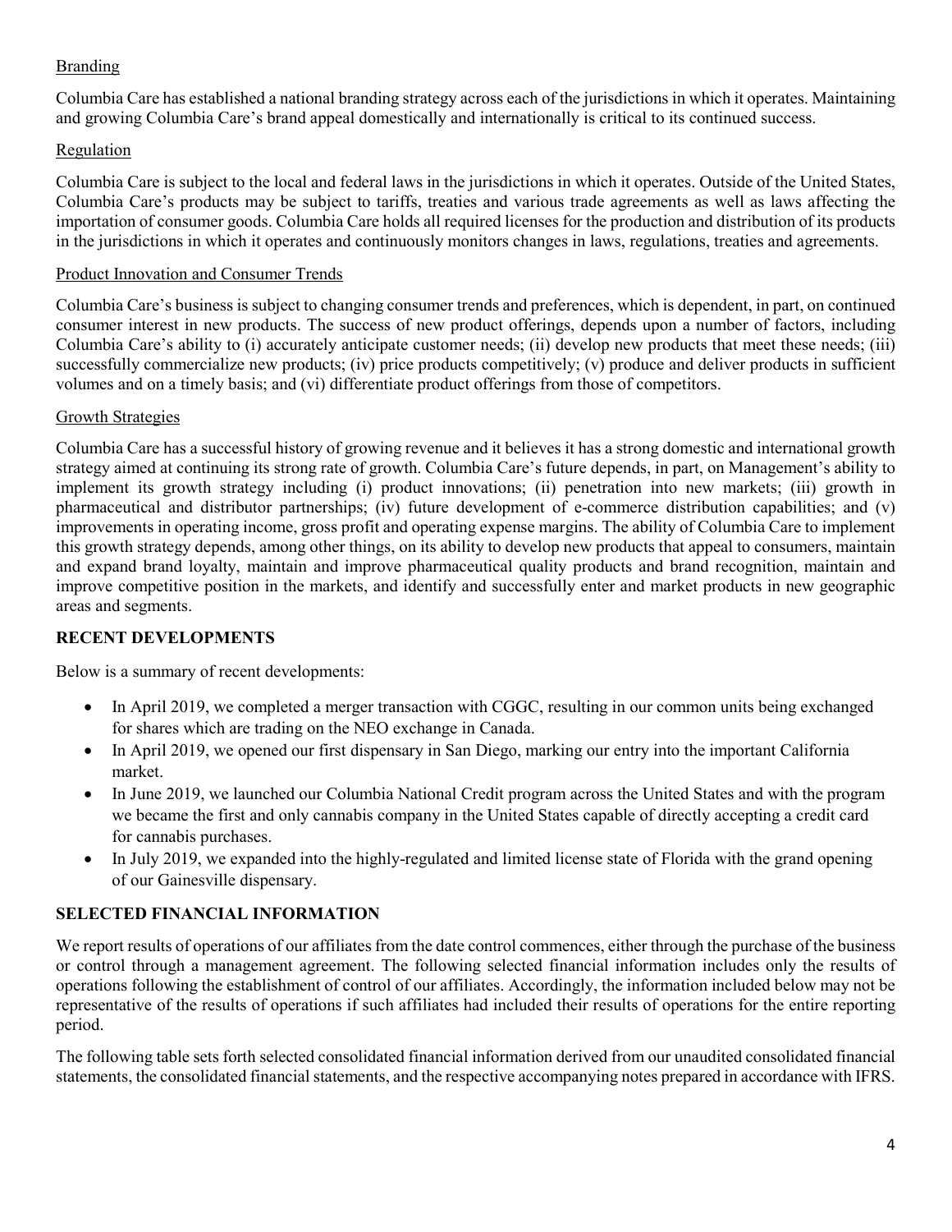### Branding

Columbia Care has established a national branding strategy across each of the jurisdictions in which it operates. Maintaining and growing Columbia Care's brand appeal domestically and internationally is critical to its continued success.

### Regulation

Columbia Care is subject to the local and federal laws in the jurisdictions in which it operates. Outside of the United States, Columbia Care's products may be subject to tariffs, treaties and various trade agreements as well as laws affecting the importation of consumer goods. Columbia Care holds all required licenses for the production and distribution of its products in the jurisdictions in which it operates and continuously monitors changes in laws, regulations, treaties and agreements.

### Product Innovation and Consumer Trends

Columbia Care's business is subject to changing consumer trends and preferences, which is dependent, in part, on continued consumer interest in new products. The success of new product offerings, depends upon a number of factors, including Columbia Care's ability to (i) accurately anticipate customer needs; (ii) develop new products that meet these needs; (iii) successfully commercialize new products; (iv) price products competitively; (v) produce and deliver products in sufficient volumes and on a timely basis; and (vi) differentiate product offerings from those of competitors.

### Growth Strategies

Columbia Care has a successful history of growing revenue and it believes it has a strong domestic and international growth strategy aimed at continuing its strong rate of growth. Columbia Care's future depends, in part, on Management's ability to implement its growth strategy including (i) product innovations; (ii) penetration into new markets; (iii) growth in pharmaceutical and distributor partnerships; (iv) future development of e-commerce distribution capabilities; and (v) improvements in operating income, gross profit and operating expense margins. The ability of Columbia Care to implement this growth strategy depends, among other things, on its ability to develop new products that appeal to consumers, maintain and expand brand loyalty, maintain and improve pharmaceutical quality products and brand recognition, maintain and improve competitive position in the markets, and identify and successfully enter and market products in new geographic areas and segments.

## RECENT DEVELOPMENTS

Below is a summary of recent developments:

- In April 2019, we completed a merger transaction with CGGC, resulting in our common units being exchanged for shares which are trading on the NEO exchange in Canada.
- In April 2019, we opened our first dispensary in San Diego, marking our entry into the important California market.
- In June 2019, we launched our Columbia National Credit program across the United States and with the program we became the first and only cannabis company in the United States capable of directly accepting a credit card for cannabis purchases.
- In July 2019, we expanded into the highly-regulated and limited license state of Florida with the grand opening of our Gainesville dispensary.

## SELECTED FINANCIAL INFORMATION

We report results of operations of our affiliates from the date control commences, either through the purchase of the business or control through a management agreement. The following selected financial information includes only the results of operations following the establishment of control of our affiliates. Accordingly, the information included below may not be representative of the results of operations if such affiliates had included their results of operations for the entire reporting period.

The following table sets forth selected consolidated financial information derived from our unaudited consolidated financial statements, the consolidated financial statements, and the respective accompanying notes prepared in accordance with IFRS.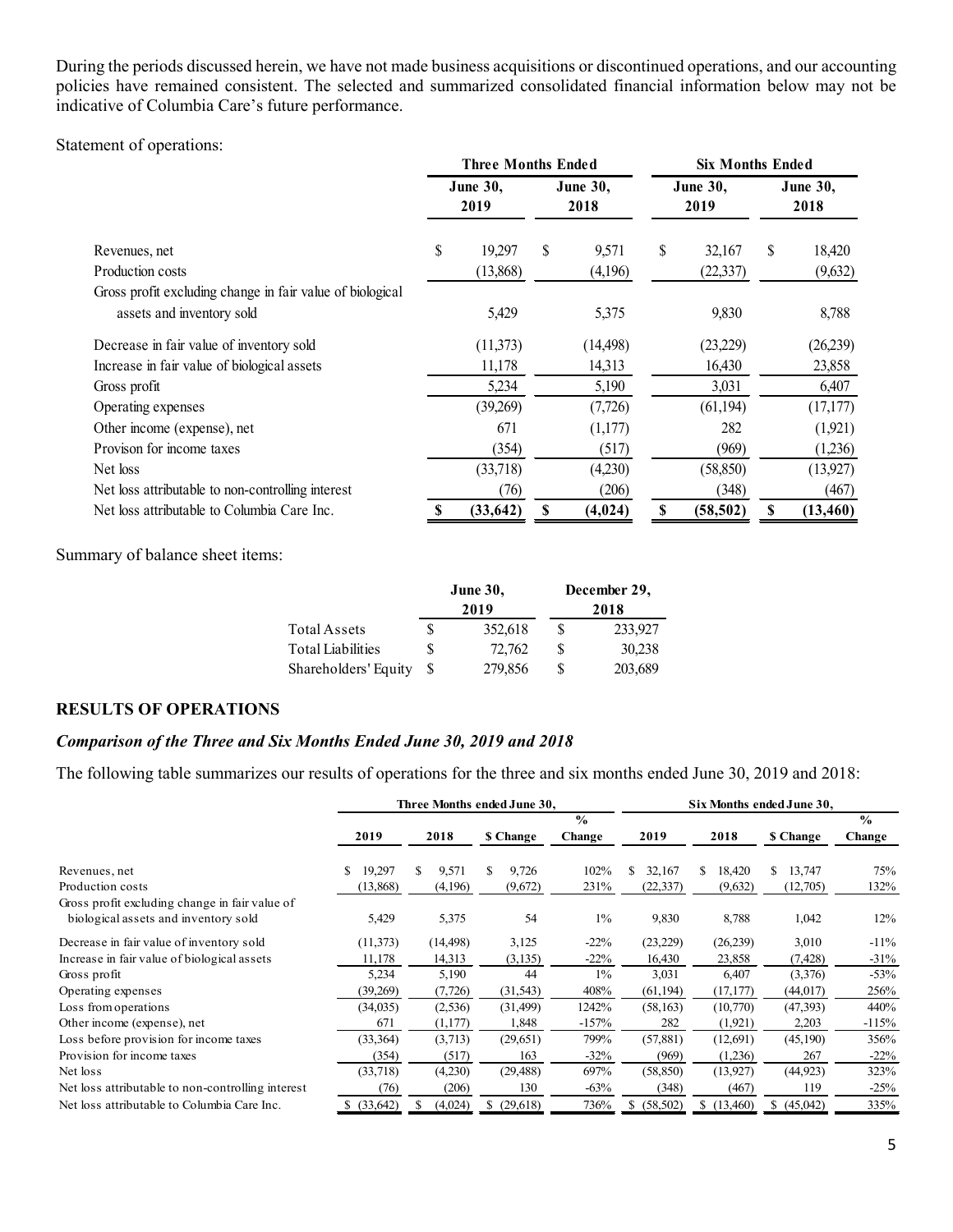During the periods discussed herein, we have not made business acquisitions or discontinued operations, and our accounting policies have remained consistent. The selected and summarized consolidated financial information below may not be indicative of Columbia Care's future performance.

Statement of operations:

| | Three Months Ended | | Six Months Ended | |
|---|---|---|---|---|
| | June 30, 2019 | June 30, 2018 | June 30, 2019 | June 30, 2018 |
| Revenues, net | $ 19,297 | $ 9,571 | $ 32,167 | $ 18,420 |
| Production costs | (13,868) | (4,196) | (22,337) | (9,632) |
| Gross profit excluding change in fair value of biological assets and inventory sold | 5,429 | 5,375 | 9,830 | 8,788 |
| Decrease in fair value of inventory sold | (11,373) | (14,498) | (23,229) | (26,239) |
| Increase in fair value of biological assets | 11,178 | 14,313 | 16,430 | 23,858 |
| Gross profit | 5,234 | 5,190 | 3,031 | 6,407 |
| Operating expenses | (39,269) | (7,726) | (61,194) | (17,177) |
| Other income (expense), net | 671 | (1,177) | 282 | (1,921) |
| Provison for income taxes | (354) | (517) | (969) | (1,236) |
| Net loss | (33,718) | (4,230) | (58,850) | (13,927) |
| Net loss attributable to non-controlling interest | (76) | (206) | (348) | (467) |
| Net loss attributable to Columbia Care Inc. | **$ (33,642)** | **$ (4,024)** | **$ (58,502)** | **$ (13,460)** |

Summary of balance sheet items:

| | June 30, 2019 | December 29, 2018 |
|---|---|---|
| Total Assets | $ 352,618 | $ 233,927 |
| Total Liabilities | $ 72,762 | $ 30,238 |
| Shareholders' Equity | $ 279,856 | $ 203,689 |

## RESULTS OF OPERATIONS

### *Comparison of the Three and Six Months Ended June 30, 2019 and 2018*

The following table summarizes our results of operations for the three and six months ended June 30, 2019 and 2018:

| | Three Months ended June 30, | | | | Six Months ended June 30, | | | |
|---|---|---|---|---|---|---|---|---|
| | 2019 | 2018 | $ Change | % Change | 2019 | 2018 | $ Change | % Change |
| Revenues, net | $ 19,297 | $ 9,571 | $ 9,726 | 102% | $ 32,167 | $ 18,420 | $ 13,747 | 75% |
| Production costs | (13,868) | (4,196) | (9,672) | 231% | (22,337) | (9,632) | (12,705) | 132% |
| Gross profit excluding change in fair value of biological assets and inventory sold | 5,429 | 5,375 | 54 | 1% | 9,830 | 8,788 | 1,042 | 12% |
| Decrease in fair value of inventory sold | (11,373) | (14,498) | 3,125 | -22% | (23,229) | (26,239) | 3,010 | -11% |
| Increase in fair value of biological assets | 11,178 | 14,313 | (3,135) | -22% | 16,430 | 23,858 | (7,428) | -31% |
| Gross profit | 5,234 | 5,190 | 44 | 1% | 3,031 | 6,407 | (3,376) | -53% |
| Operating expenses | (39,269) | (7,726) | (31,543) | 408% | (61,194) | (17,177) | (44,017) | 256% |
| Loss from operations | (34,035) | (2,536) | (31,499) | 1242% | (58,163) | (10,770) | (47,393) | 440% |
| Other income (expense), net | 671 | (1,177) | 1,848 | -157% | 282 | (1,921) | 2,203 | -115% |
| Loss before provision for income taxes | (33,364) | (3,713) | (29,651) | 799% | (57,881) | (12,691) | (45,190) | 356% |
| Provision for income taxes | (354) | (517) | 163 | -32% | (969) | (1,236) | 267 | -22% |
| Net loss | (33,718) | (4,230) | (29,488) | 697% | (58,850) | (13,927) | (44,923) | 323% |
| Net loss attributable to non-controlling interest | (76) | (206) | 130 | -63% | (348) | (467) | 119 | -25% |
| Net loss attributable to Columbia Care Inc. | $ (33,642) | $ (4,024) | $ (29,618) | 736% | $ (58,502) | $ (13,460) | $ (45,042) | 335% |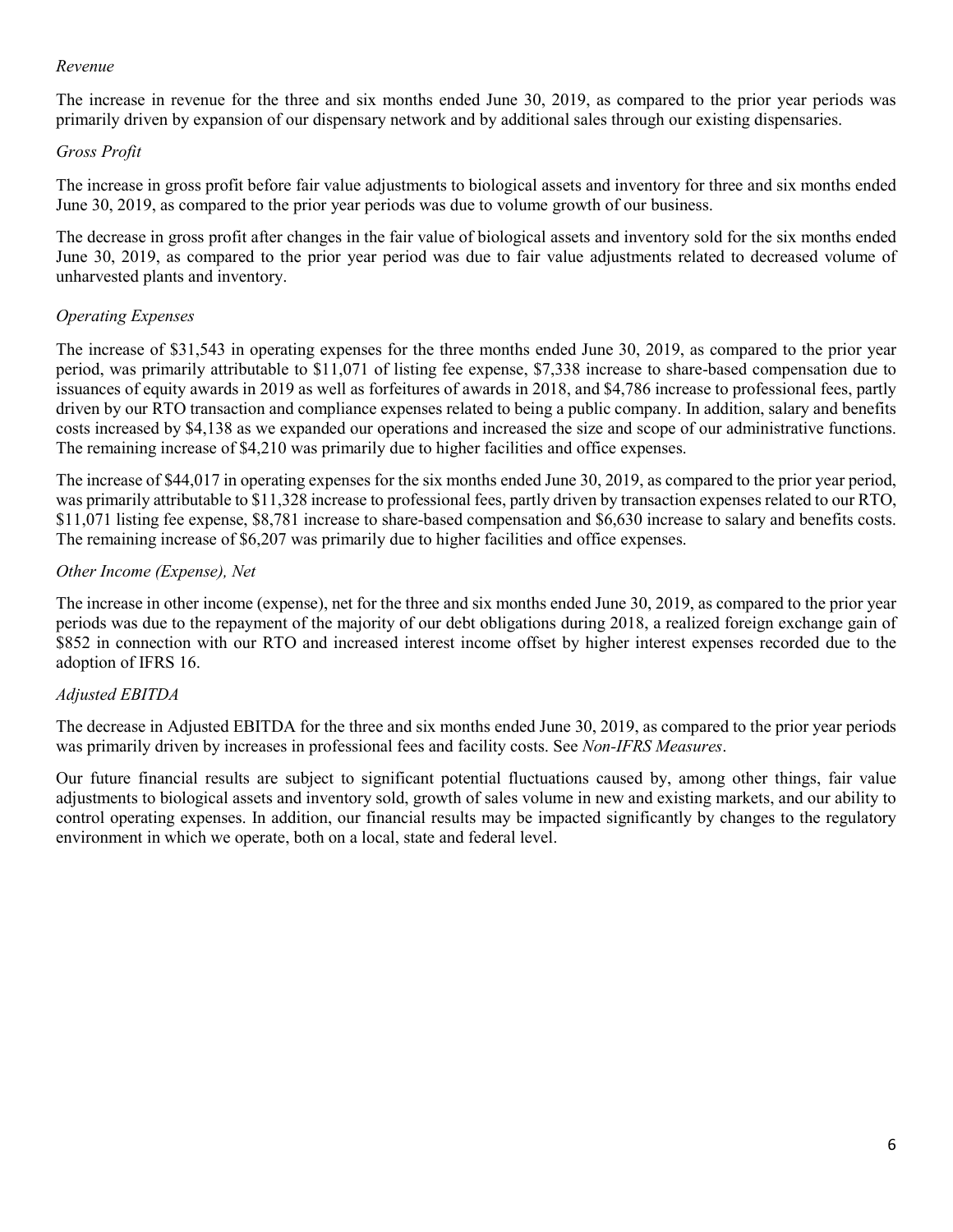*Revenue*

The increase in revenue for the three and six months ended June 30, 2019, as compared to the prior year periods was primarily driven by expansion of our dispensary network and by additional sales through our existing dispensaries.

*Gross Profit*

The increase in gross profit before fair value adjustments to biological assets and inventory for three and six months ended June 30, 2019, as compared to the prior year periods was due to volume growth of our business.

The decrease in gross profit after changes in the fair value of biological assets and inventory sold for the six months ended June 30, 2019, as compared to the prior year period was due to fair value adjustments related to decreased volume of unharvested plants and inventory.

*Operating Expenses*

The increase of $31,543 in operating expenses for the three months ended June 30, 2019, as compared to the prior year period, was primarily attributable to $11,071 of listing fee expense, $7,338 increase to share-based compensation due to issuances of equity awards in 2019 as well as forfeitures of awards in 2018, and $4,786 increase to professional fees, partly driven by our RTO transaction and compliance expenses related to being a public company. In addition, salary and benefits costs increased by $4,138 as we expanded our operations and increased the size and scope of our administrative functions. The remaining increase of $4,210 was primarily due to higher facilities and office expenses.

The increase of $44,017 in operating expenses for the six months ended June 30, 2019, as compared to the prior year period, was primarily attributable to $11,328 increase to professional fees, partly driven by transaction expenses related to our RTO, $11,071 listing fee expense, $8,781 increase to share-based compensation and $6,630 increase to salary and benefits costs. The remaining increase of $6,207 was primarily due to higher facilities and office expenses.

*Other Income (Expense), Net*

The increase in other income (expense), net for the three and six months ended June 30, 2019, as compared to the prior year periods was due to the repayment of the majority of our debt obligations during 2018, a realized foreign exchange gain of $852 in connection with our RTO and increased interest income offset by higher interest expenses recorded due to the adoption of IFRS 16.

*Adjusted EBITDA*

The decrease in Adjusted EBITDA for the three and six months ended June 30, 2019, as compared to the prior year periods was primarily driven by increases in professional fees and facility costs. See *Non-IFRS Measures*.

Our future financial results are subject to significant potential fluctuations caused by, among other things, fair value adjustments to biological assets and inventory sold, growth of sales volume in new and existing markets, and our ability to control operating expenses. In addition, our financial results may be impacted significantly by changes to the regulatory environment in which we operate, both on a local, state and federal level.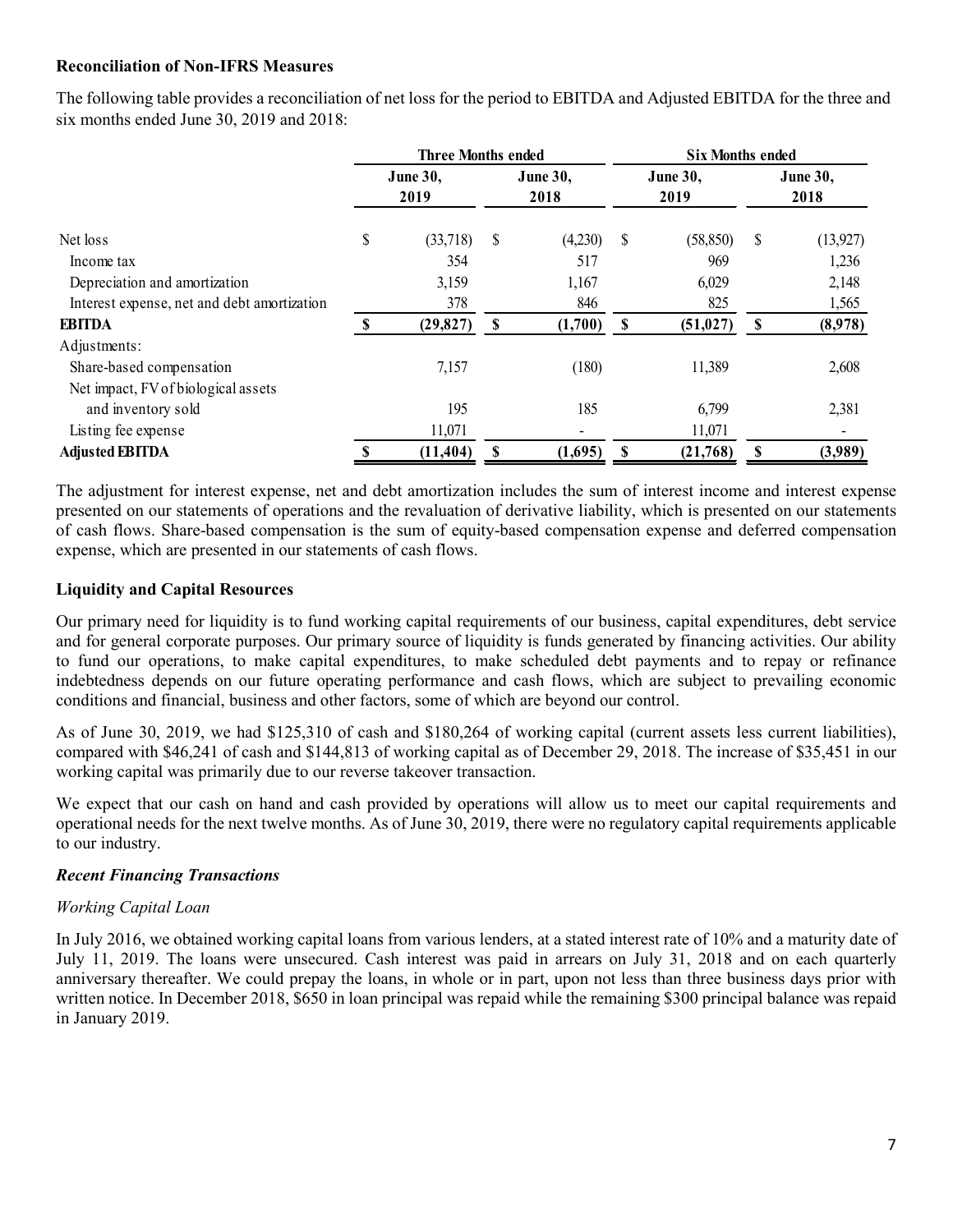**Reconciliation of Non-IFRS Measures**

The following table provides a reconciliation of net loss for the period to EBITDA and Adjusted EBITDA for the three and six months ended June 30, 2019 and 2018:

| | Three Months ended | | Six Months ended | |
|---|---|---|---|---|
| | June 30, 2019 | June 30, 2018 | June 30, 2019 | June 30, 2018 |
| Net loss | $ (33,718) | $ (4,230) | $ (58,850) | $ (13,927) |
| Income tax | 354 | 517 | 969 | 1,236 |
| Depreciation and amortization | 3,159 | 1,167 | 6,029 | 2,148 |
| Interest expense, net and debt amortization | 378 | 846 | 825 | 1,565 |
| **EBITDA** | **$ (29,827)** | **$ (1,700)** | **$ (51,027)** | **$ (8,978)** |
| Adjustments: | | | | |
| Share-based compensation | 7,157 | (180) | 11,389 | 2,608 |
| Net impact, FV of biological assets and inventory sold | 195 | 185 | 6,799 | 2,381 |
| Listing fee expense | 11,071 | - | 11,071 | - |
| **Adjusted EBITDA** | **$ (11,404)** | **$ (1,695)** | **$ (21,768)** | **$ (3,989)** |

The adjustment for interest expense, net and debt amortization includes the sum of interest income and interest expense presented on our statements of operations and the revaluation of derivative liability, which is presented on our statements of cash flows. Share-based compensation is the sum of equity-based compensation expense and deferred compensation expense, which are presented in our statements of cash flows.

**Liquidity and Capital Resources**

Our primary need for liquidity is to fund working capital requirements of our business, capital expenditures, debt service and for general corporate purposes. Our primary source of liquidity is funds generated by financing activities. Our ability to fund our operations, to make capital expenditures, to make scheduled debt payments and to repay or refinance indebtedness depends on our future operating performance and cash flows, which are subject to prevailing economic conditions and financial, business and other factors, some of which are beyond our control.

As of June 30, 2019, we had $125,310 of cash and $180,264 of working capital (current assets less current liabilities), compared with $46,241 of cash and $144,813 of working capital as of December 29, 2018. The increase of $35,451 in our working capital was primarily due to our reverse takeover transaction.

We expect that our cash on hand and cash provided by operations will allow us to meet our capital requirements and operational needs for the next twelve months. As of June 30, 2019, there were no regulatory capital requirements applicable to our industry.

***Recent Financing Transactions***

*Working Capital Loan*

In July 2016, we obtained working capital loans from various lenders, at a stated interest rate of 10% and a maturity date of July 11, 2019. The loans were unsecured. Cash interest was paid in arrears on July 31, 2018 and on each quarterly anniversary thereafter. We could prepay the loans, in whole or in part, upon not less than three business days prior with written notice. In December 2018, $650 in loan principal was repaid while the remaining $300 principal balance was repaid in January 2019.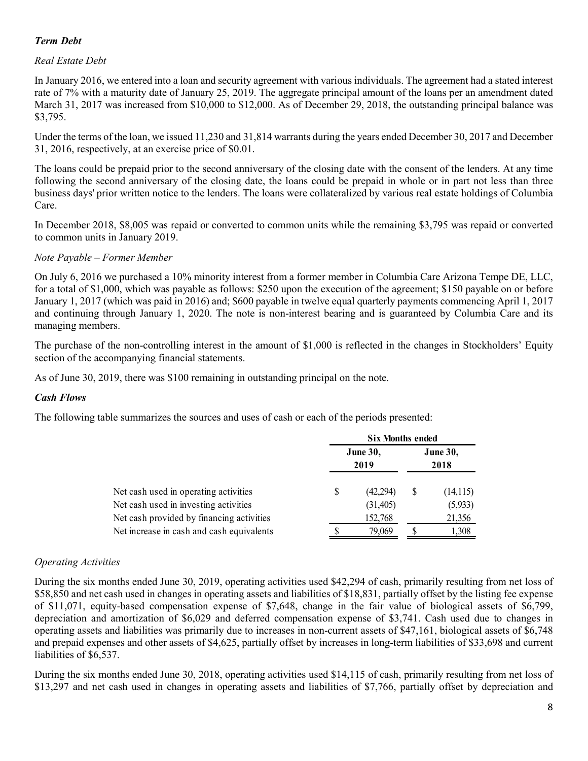### *Term Debt*

*Real Estate Debt*

In January 2016, we entered into a loan and security agreement with various individuals. The agreement had a stated interest rate of 7% with a maturity date of January 25, 2019. The aggregate principal amount of the loans per an amendment dated March 31, 2017 was increased from $10,000 to $12,000. As of December 29, 2018, the outstanding principal balance was $3,795.

Under the terms of the loan, we issued 11,230 and 31,814 warrants during the years ended December 30, 2017 and December 31, 2016, respectively, at an exercise price of $0.01.

The loans could be prepaid prior to the second anniversary of the closing date with the consent of the lenders. At any time following the second anniversary of the closing date, the loans could be prepaid in whole or in part not less than three business days' prior written notice to the lenders. The loans were collateralized by various real estate holdings of Columbia Care.

In December 2018, $8,005 was repaid or converted to common units while the remaining $3,795 was repaid or converted to common units in January 2019.

*Note Payable – Former Member*

On July 6, 2016 we purchased a 10% minority interest from a former member in Columbia Care Arizona Tempe DE, LLC, for a total of $1,000, which was payable as follows: $250 upon the execution of the agreement; $150 payable on or before January 1, 2017 (which was paid in 2016) and; $600 payable in twelve equal quarterly payments commencing April 1, 2017 and continuing through January 1, 2020. The note is non-interest bearing and is guaranteed by Columbia Care and its managing members.

The purchase of the non-controlling interest in the amount of $1,000 is reflected in the changes in Stockholders' Equity section of the accompanying financial statements.

As of June 30, 2019, there was $100 remaining in outstanding principal on the note.

### *Cash Flows*

The following table summarizes the sources and uses of cash or each of the periods presented:

| | Six Months ended | |
|---|---|---|
| | June 30, 2019 | June 30, 2018 |
| Net cash used in operating activities | $ (42,294) | $ (14,115) |
| Net cash used in investing activities | (31,405) | (5,933) |
| Net cash provided by financing activities | 152,768 | 21,356 |
| Net increase in cash and cash equivalents | $ 79,069 | $ 1,308 |

*Operating Activities*

During the six months ended June 30, 2019, operating activities used $42,294 of cash, primarily resulting from net loss of $58,850 and net cash used in changes in operating assets and liabilities of $18,831, partially offset by the listing fee expense of $11,071, equity-based compensation expense of $7,648, change in the fair value of biological assets of $6,799, depreciation and amortization of $6,029 and deferred compensation expense of $3,741. Cash used due to changes in operating assets and liabilities was primarily due to increases in non-current assets of $47,161, biological assets of $6,748 and prepaid expenses and other assets of $4,625, partially offset by increases in long-term liabilities of $33,698 and current liabilities of $6,537.

During the six months ended June 30, 2018, operating activities used $14,115 of cash, primarily resulting from net loss of $13,297 and net cash used in changes in operating assets and liabilities of $7,766, partially offset by depreciation and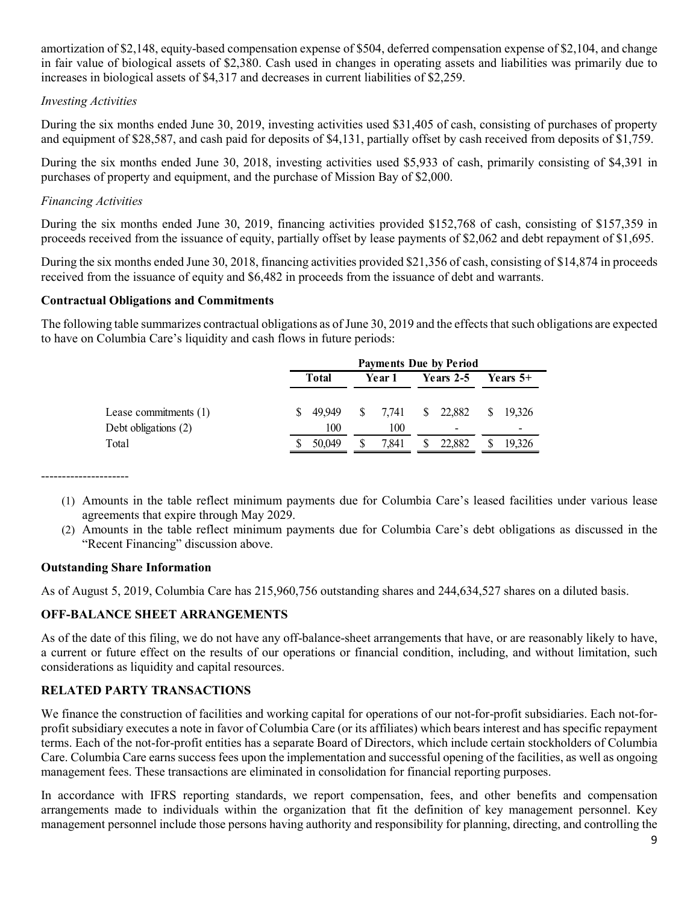amortization of $2,148, equity-based compensation expense of $504, deferred compensation expense of $2,104, and change in fair value of biological assets of $2,380. Cash used in changes in operating assets and liabilities was primarily due to increases in biological assets of $4,317 and decreases in current liabilities of $2,259.

*Investing Activities*

During the six months ended June 30, 2019, investing activities used $31,405 of cash, consisting of purchases of property and equipment of $28,587, and cash paid for deposits of $4,131, partially offset by cash received from deposits of $1,759.

During the six months ended June 30, 2018, investing activities used $5,933 of cash, primarily consisting of $4,391 in purchases of property and equipment, and the purchase of Mission Bay of $2,000.

*Financing Activities*

During the six months ended June 30, 2019, financing activities provided $152,768 of cash, consisting of $157,359 in proceeds received from the issuance of equity, partially offset by lease payments of $2,062 and debt repayment of $1,695.

During the six months ended June 30, 2018, financing activities provided $21,356 of cash, consisting of $14,874 in proceeds received from the issuance of equity and $6,482 in proceeds from the issuance of debt and warrants.

**Contractual Obligations and Commitments**

The following table summarizes contractual obligations as of June 30, 2019 and the effects that such obligations are expected to have on Columbia Care's liquidity and cash flows in future periods:

| | Payments Due by Period | | | |
|---|---|---|---|---|
| | Total | Year 1 | Years 2-5 | Years 5+ |
| Lease commitments (1) | $ 49,949 | $ 7,741 | $ 22,882 | $ 19,326 |
| Debt obligations (2) | 100 | 100 | - | - |
| Total | $ 50,049 | $ 7,841 | $ 22,882 | $ 19,326 |

---------------------

(1) Amounts in the table reflect minimum payments due for Columbia Care's leased facilities under various lease agreements that expire through May 2029.

(2) Amounts in the table reflect minimum payments due for Columbia Care's debt obligations as discussed in the "Recent Financing" discussion above.

**Outstanding Share Information**

As of August 5, 2019, Columbia Care has 215,960,756 outstanding shares and 244,634,527 shares on a diluted basis.

## OFF-BALANCE SHEET ARRANGEMENTS

As of the date of this filing, we do not have any off-balance-sheet arrangements that have, or are reasonably likely to have, a current or future effect on the results of our operations or financial condition, including, and without limitation, such considerations as liquidity and capital resources.

## RELATED PARTY TRANSACTIONS

We finance the construction of facilities and working capital for operations of our not-for-profit subsidiaries. Each not-for-profit subsidiary executes a note in favor of Columbia Care (or its affiliates) which bears interest and has specific repayment terms. Each of the not-for-profit entities has a separate Board of Directors, which include certain stockholders of Columbia Care. Columbia Care earns success fees upon the implementation and successful opening of the facilities, as well as ongoing management fees. These transactions are eliminated in consolidation for financial reporting purposes.

In accordance with IFRS reporting standards, we report compensation, fees, and other benefits and compensation arrangements made to individuals within the organization that fit the definition of key management personnel. Key management personnel include those persons having authority and responsibility for planning, directing, and controlling the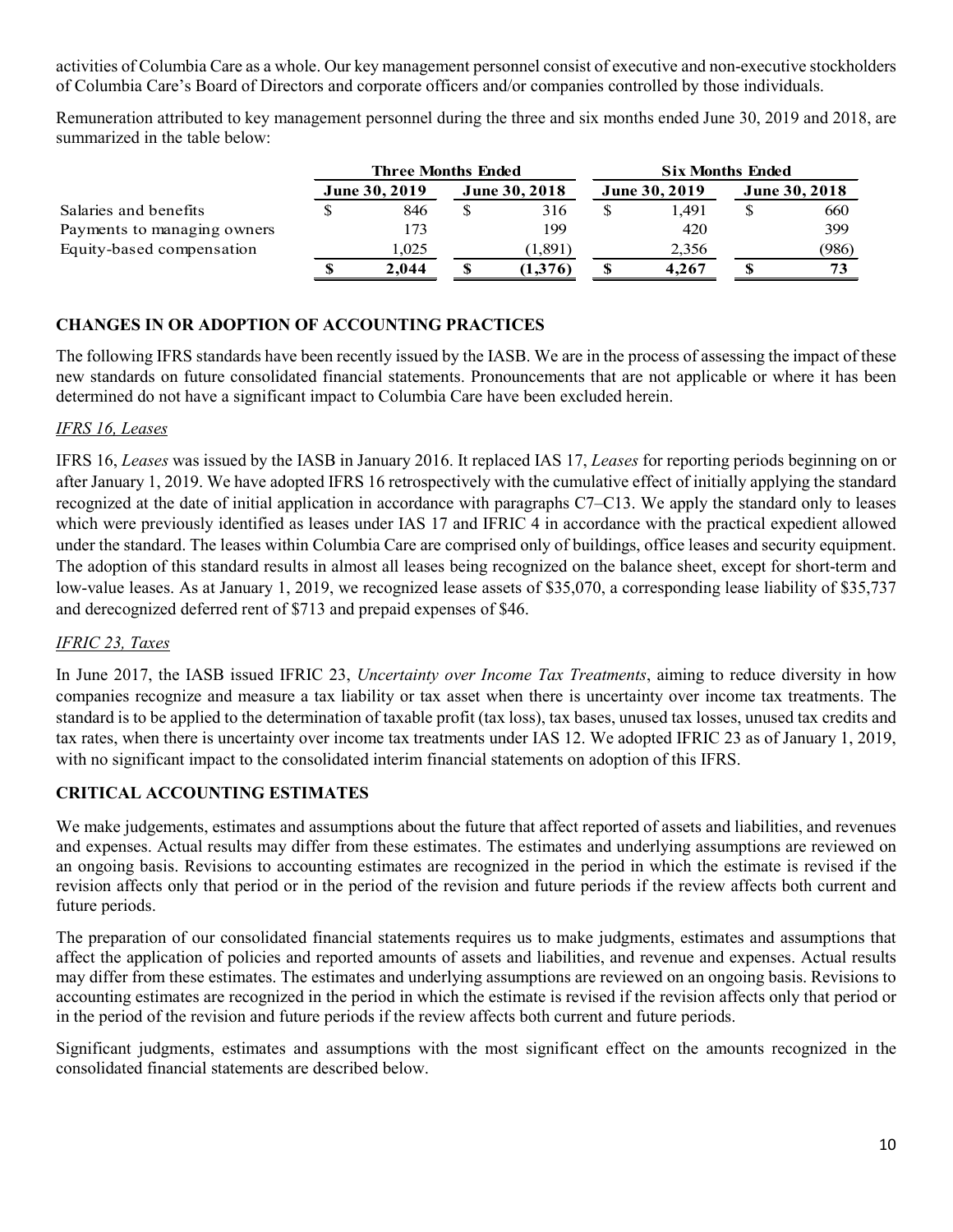activities of Columbia Care as a whole. Our key management personnel consist of executive and non-executive stockholders of Columbia Care's Board of Directors and corporate officers and/or companies controlled by those individuals.

Remuneration attributed to key management personnel during the three and six months ended June 30, 2019 and 2018, are summarized in the table below:

| | Three Months Ended | | Six Months Ended | |
|---|---|---|---|---|
| | June 30, 2019 | June 30, 2018 | June 30, 2019 | June 30, 2018 |
| Salaries and benefits | $ 846 | $ 316 | $ 1,491 | $ 660 |
| Payments to managing owners | 173 | 199 | 420 | 399 |
| Equity-based compensation | 1,025 | (1,891) | 2,356 | (986) |
| | **$ 2,044** | **$ (1,376)** | **$ 4,267** | **$ 73** |

## CHANGES IN OR ADOPTION OF ACCOUNTING PRACTICES

The following IFRS standards have been recently issued by the IASB. We are in the process of assessing the impact of these new standards on future consolidated financial statements. Pronouncements that are not applicable or where it has been determined do not have a significant impact to Columbia Care have been excluded herein.

### *IFRS 16, Leases*

IFRS 16, *Leases* was issued by the IASB in January 2016. It replaced IAS 17, *Leases* for reporting periods beginning on or after January 1, 2019. We have adopted IFRS 16 retrospectively with the cumulative effect of initially applying the standard recognized at the date of initial application in accordance with paragraphs C7–C13. We apply the standard only to leases which were previously identified as leases under IAS 17 and IFRIC 4 in accordance with the practical expedient allowed under the standard. The leases within Columbia Care are comprised only of buildings, office leases and security equipment. The adoption of this standard results in almost all leases being recognized on the balance sheet, except for short-term and low-value leases. As at January 1, 2019, we recognized lease assets of $35,070, a corresponding lease liability of $35,737 and derecognized deferred rent of $713 and prepaid expenses of $46.

### *IFRIC 23, Taxes*

In June 2017, the IASB issued IFRIC 23, *Uncertainty over Income Tax Treatments*, aiming to reduce diversity in how companies recognize and measure a tax liability or tax asset when there is uncertainty over income tax treatments. The standard is to be applied to the determination of taxable profit (tax loss), tax bases, unused tax losses, unused tax credits and tax rates, when there is uncertainty over income tax treatments under IAS 12. We adopted IFRIC 23 as of January 1, 2019, with no significant impact to the consolidated interim financial statements on adoption of this IFRS.

## CRITICAL ACCOUNTING ESTIMATES

We make judgements, estimates and assumptions about the future that affect reported of assets and liabilities, and revenues and expenses. Actual results may differ from these estimates. The estimates and underlying assumptions are reviewed on an ongoing basis. Revisions to accounting estimates are recognized in the period in which the estimate is revised if the revision affects only that period or in the period of the revision and future periods if the review affects both current and future periods.

The preparation of our consolidated financial statements requires us to make judgments, estimates and assumptions that affect the application of policies and reported amounts of assets and liabilities, and revenue and expenses. Actual results may differ from these estimates. The estimates and underlying assumptions are reviewed on an ongoing basis. Revisions to accounting estimates are recognized in the period in which the estimate is revised if the revision affects only that period or in the period of the revision and future periods if the review affects both current and future periods.

Significant judgments, estimates and assumptions with the most significant effect on the amounts recognized in the consolidated financial statements are described below.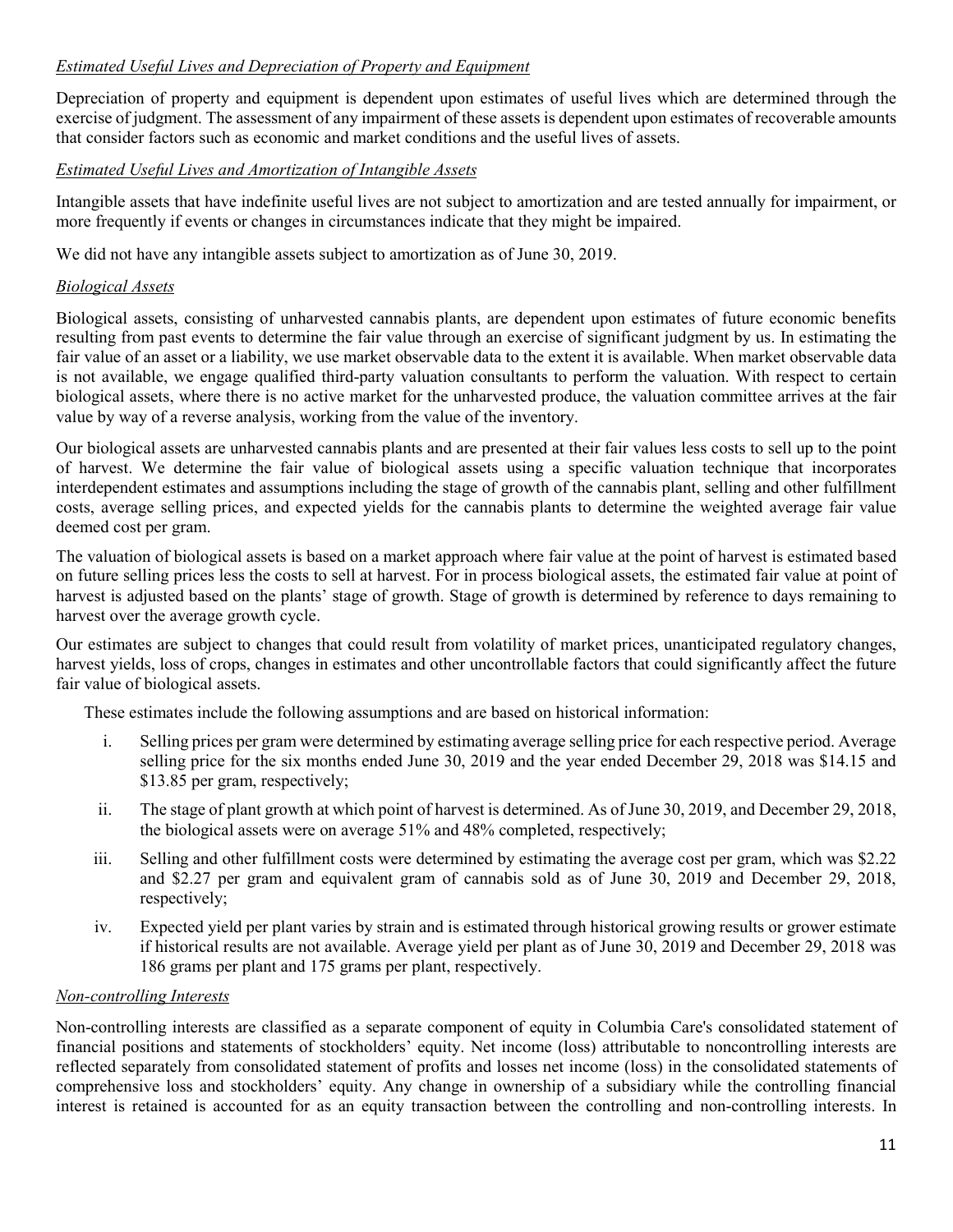*Estimated Useful Lives and Depreciation of Property and Equipment*

Depreciation of property and equipment is dependent upon estimates of useful lives which are determined through the exercise of judgment. The assessment of any impairment of these assets is dependent upon estimates of recoverable amounts that consider factors such as economic and market conditions and the useful lives of assets.

*Estimated Useful Lives and Amortization of Intangible Assets*

Intangible assets that have indefinite useful lives are not subject to amortization and are tested annually for impairment, or more frequently if events or changes in circumstances indicate that they might be impaired.

We did not have any intangible assets subject to amortization as of June 30, 2019.

*Biological Assets*

Biological assets, consisting of unharvested cannabis plants, are dependent upon estimates of future economic benefits resulting from past events to determine the fair value through an exercise of significant judgment by us. In estimating the fair value of an asset or a liability, we use market observable data to the extent it is available. When market observable data is not available, we engage qualified third-party valuation consultants to perform the valuation. With respect to certain biological assets, where there is no active market for the unharvested produce, the valuation committee arrives at the fair value by way of a reverse analysis, working from the value of the inventory.

Our biological assets are unharvested cannabis plants and are presented at their fair values less costs to sell up to the point of harvest. We determine the fair value of biological assets using a specific valuation technique that incorporates interdependent estimates and assumptions including the stage of growth of the cannabis plant, selling and other fulfillment costs, average selling prices, and expected yields for the cannabis plants to determine the weighted average fair value deemed cost per gram.

The valuation of biological assets is based on a market approach where fair value at the point of harvest is estimated based on future selling prices less the costs to sell at harvest. For in process biological assets, the estimated fair value at point of harvest is adjusted based on the plants' stage of growth. Stage of growth is determined by reference to days remaining to harvest over the average growth cycle.

Our estimates are subject to changes that could result from volatility of market prices, unanticipated regulatory changes, harvest yields, loss of crops, changes in estimates and other uncontrollable factors that could significantly affect the future fair value of biological assets.

These estimates include the following assumptions and are based on historical information:

i. Selling prices per gram were determined by estimating average selling price for each respective period. Average selling price for the six months ended June 30, 2019 and the year ended December 29, 2018 was $14.15 and $13.85 per gram, respectively;

ii. The stage of plant growth at which point of harvest is determined. As of June 30, 2019, and December 29, 2018, the biological assets were on average 51% and 48% completed, respectively;

iii. Selling and other fulfillment costs were determined by estimating the average cost per gram, which was $2.22 and $2.27 per gram and equivalent gram of cannabis sold as of June 30, 2019 and December 29, 2018, respectively;

iv. Expected yield per plant varies by strain and is estimated through historical growing results or grower estimate if historical results are not available. Average yield per plant as of June 30, 2019 and December 29, 2018 was 186 grams per plant and 175 grams per plant, respectively.

*Non-controlling Interests*

Non-controlling interests are classified as a separate component of equity in Columbia Care's consolidated statement of financial positions and statements of stockholders' equity. Net income (loss) attributable to noncontrolling interests are reflected separately from consolidated statement of profits and losses net income (loss) in the consolidated statements of comprehensive loss and stockholders' equity. Any change in ownership of a subsidiary while the controlling financial interest is retained is accounted for as an equity transaction between the controlling and non-controlling interests. In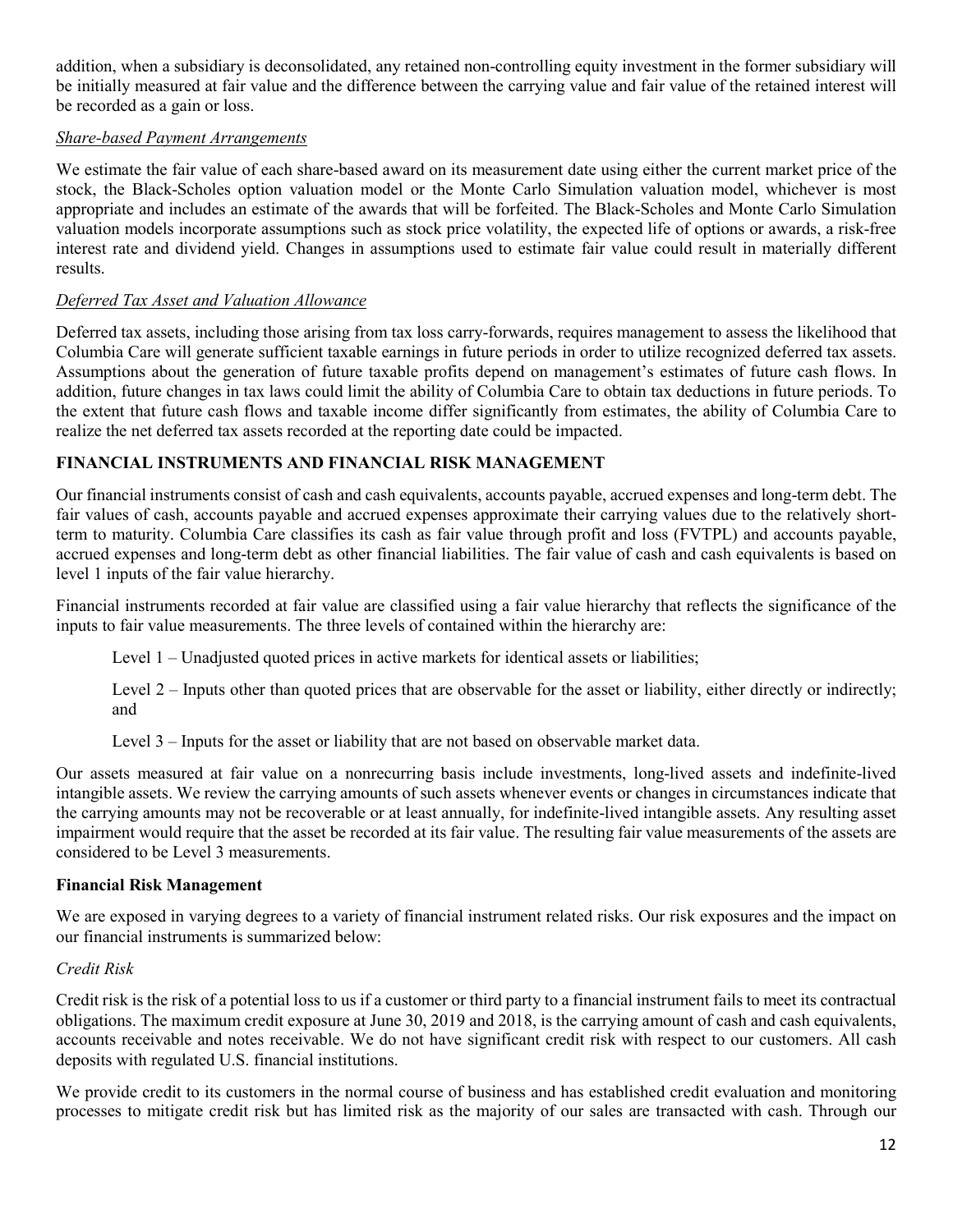addition, when a subsidiary is deconsolidated, any retained non-controlling equity investment in the former subsidiary will be initially measured at fair value and the difference between the carrying value and fair value of the retained interest will be recorded as a gain or loss.

*Share-based Payment Arrangements*

We estimate the fair value of each share-based award on its measurement date using either the current market price of the stock, the Black-Scholes option valuation model or the Monte Carlo Simulation valuation model, whichever is most appropriate and includes an estimate of the awards that will be forfeited. The Black-Scholes and Monte Carlo Simulation valuation models incorporate assumptions such as stock price volatility, the expected life of options or awards, a risk-free interest rate and dividend yield. Changes in assumptions used to estimate fair value could result in materially different results.

*Deferred Tax Asset and Valuation Allowance*

Deferred tax assets, including those arising from tax loss carry-forwards, requires management to assess the likelihood that Columbia Care will generate sufficient taxable earnings in future periods in order to utilize recognized deferred tax assets. Assumptions about the generation of future taxable profits depend on management's estimates of future cash flows. In addition, future changes in tax laws could limit the ability of Columbia Care to obtain tax deductions in future periods. To the extent that future cash flows and taxable income differ significantly from estimates, the ability of Columbia Care to realize the net deferred tax assets recorded at the reporting date could be impacted.

## FINANCIAL INSTRUMENTS AND FINANCIAL RISK MANAGEMENT

Our financial instruments consist of cash and cash equivalents, accounts payable, accrued expenses and long-term debt. The fair values of cash, accounts payable and accrued expenses approximate their carrying values due to the relatively short-term to maturity. Columbia Care classifies its cash as fair value through profit and loss (FVTPL) and accounts payable, accrued expenses and long-term debt as other financial liabilities. The fair value of cash and cash equivalents is based on level 1 inputs of the fair value hierarchy.

Financial instruments recorded at fair value are classified using a fair value hierarchy that reflects the significance of the inputs to fair value measurements. The three levels of contained within the hierarchy are:

Level 1 – Unadjusted quoted prices in active markets for identical assets or liabilities;

Level 2 – Inputs other than quoted prices that are observable for the asset or liability, either directly or indirectly; and

Level 3 – Inputs for the asset or liability that are not based on observable market data.

Our assets measured at fair value on a nonrecurring basis include investments, long-lived assets and indefinite-lived intangible assets. We review the carrying amounts of such assets whenever events or changes in circumstances indicate that the carrying amounts may not be recoverable or at least annually, for indefinite-lived intangible assets. Any resulting asset impairment would require that the asset be recorded at its fair value. The resulting fair value measurements of the assets are considered to be Level 3 measurements.

### Financial Risk Management

We are exposed in varying degrees to a variety of financial instrument related risks. Our risk exposures and the impact on our financial instruments is summarized below:

*Credit Risk*

Credit risk is the risk of a potential loss to us if a customer or third party to a financial instrument fails to meet its contractual obligations. The maximum credit exposure at June 30, 2019 and 2018, is the carrying amount of cash and cash equivalents, accounts receivable and notes receivable. We do not have significant credit risk with respect to our customers. All cash deposits with regulated U.S. financial institutions.

We provide credit to its customers in the normal course of business and has established credit evaluation and monitoring processes to mitigate credit risk but has limited risk as the majority of our sales are transacted with cash. Through our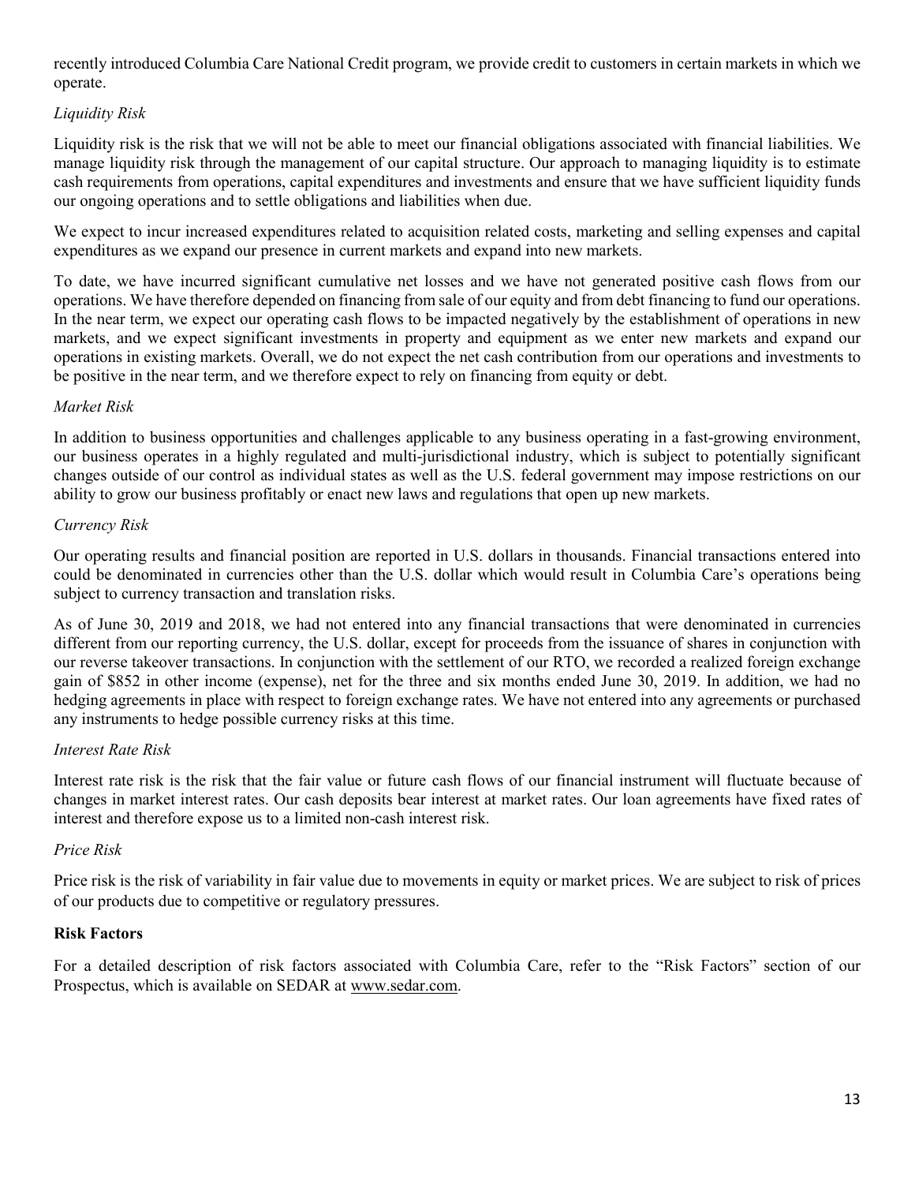recently introduced Columbia Care National Credit program, we provide credit to customers in certain markets in which we operate.

*Liquidity Risk*

Liquidity risk is the risk that we will not be able to meet our financial obligations associated with financial liabilities. We manage liquidity risk through the management of our capital structure. Our approach to managing liquidity is to estimate cash requirements from operations, capital expenditures and investments and ensure that we have sufficient liquidity funds our ongoing operations and to settle obligations and liabilities when due.

We expect to incur increased expenditures related to acquisition related costs, marketing and selling expenses and capital expenditures as we expand our presence in current markets and expand into new markets.

To date, we have incurred significant cumulative net losses and we have not generated positive cash flows from our operations. We have therefore depended on financing from sale of our equity and from debt financing to fund our operations. In the near term, we expect our operating cash flows to be impacted negatively by the establishment of operations in new markets, and we expect significant investments in property and equipment as we enter new markets and expand our operations in existing markets. Overall, we do not expect the net cash contribution from our operations and investments to be positive in the near term, and we therefore expect to rely on financing from equity or debt.

*Market Risk*

In addition to business opportunities and challenges applicable to any business operating in a fast-growing environment, our business operates in a highly regulated and multi-jurisdictional industry, which is subject to potentially significant changes outside of our control as individual states as well as the U.S. federal government may impose restrictions on our ability to grow our business profitably or enact new laws and regulations that open up new markets.

*Currency Risk*

Our operating results and financial position are reported in U.S. dollars in thousands. Financial transactions entered into could be denominated in currencies other than the U.S. dollar which would result in Columbia Care's operations being subject to currency transaction and translation risks.

As of June 30, 2019 and 2018, we had not entered into any financial transactions that were denominated in currencies different from our reporting currency, the U.S. dollar, except for proceeds from the issuance of shares in conjunction with our reverse takeover transactions. In conjunction with the settlement of our RTO, we recorded a realized foreign exchange gain of $852 in other income (expense), net for the three and six months ended June 30, 2019. In addition, we had no hedging agreements in place with respect to foreign exchange rates. We have not entered into any agreements or purchased any instruments to hedge possible currency risks at this time.

*Interest Rate Risk*

Interest rate risk is the risk that the fair value or future cash flows of our financial instrument will fluctuate because of changes in market interest rates. Our cash deposits bear interest at market rates. Our loan agreements have fixed rates of interest and therefore expose us to a limited non-cash interest risk.

*Price Risk*

Price risk is the risk of variability in fair value due to movements in equity or market prices. We are subject to risk of prices of our products due to competitive or regulatory pressures.

**Risk Factors**

For a detailed description of risk factors associated with Columbia Care, refer to the "Risk Factors" section of our Prospectus, which is available on SEDAR at www.sedar.com.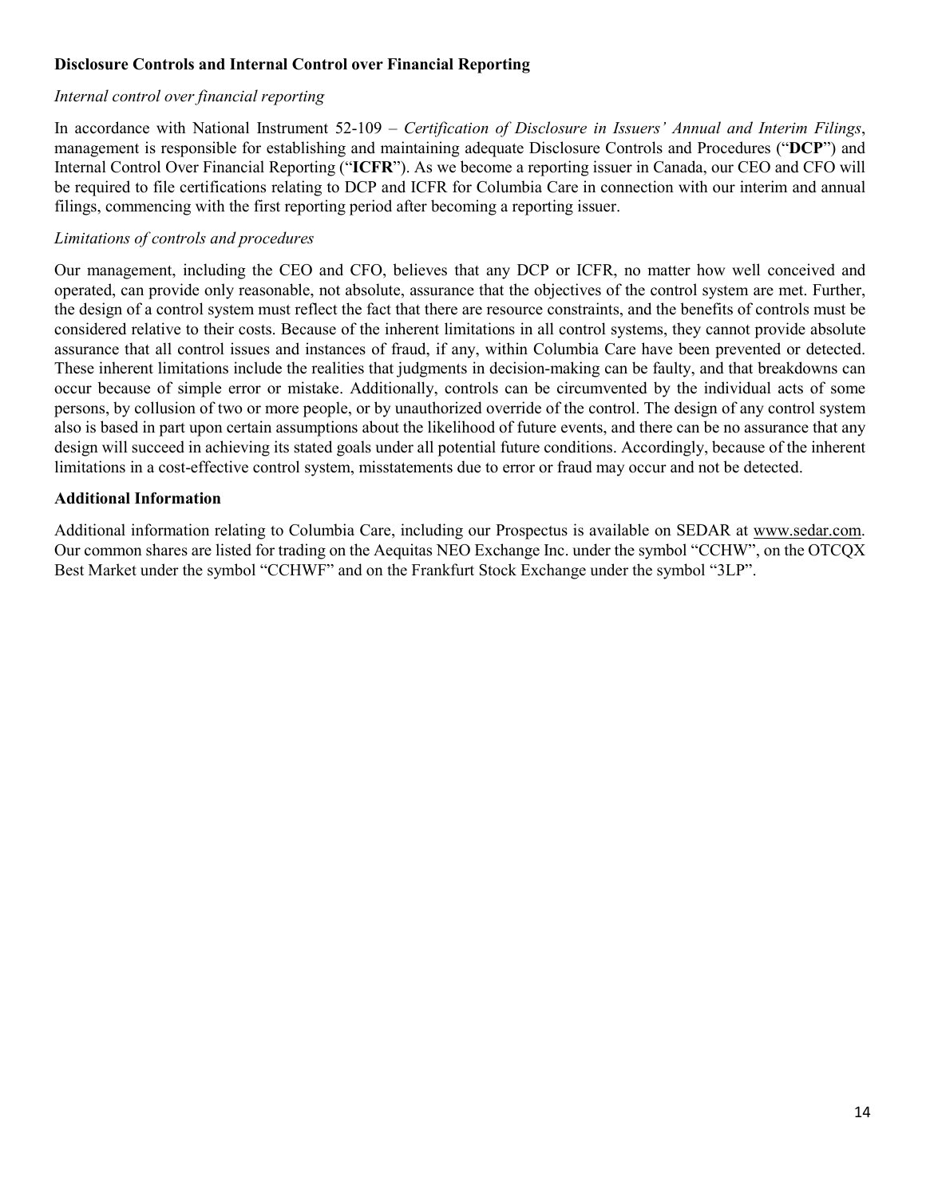**Disclosure Controls and Internal Control over Financial Reporting**

*Internal control over financial reporting*

In accordance with National Instrument 52-109 – *Certification of Disclosure in Issuers' Annual and Interim Filings*, management is responsible for establishing and maintaining adequate Disclosure Controls and Procedures ("**DCP**") and Internal Control Over Financial Reporting ("**ICFR**"). As we become a reporting issuer in Canada, our CEO and CFO will be required to file certifications relating to DCP and ICFR for Columbia Care in connection with our interim and annual filings, commencing with the first reporting period after becoming a reporting issuer.

*Limitations of controls and procedures*

Our management, including the CEO and CFO, believes that any DCP or ICFR, no matter how well conceived and operated, can provide only reasonable, not absolute, assurance that the objectives of the control system are met. Further, the design of a control system must reflect the fact that there are resource constraints, and the benefits of controls must be considered relative to their costs. Because of the inherent limitations in all control systems, they cannot provide absolute assurance that all control issues and instances of fraud, if any, within Columbia Care have been prevented or detected. These inherent limitations include the realities that judgments in decision-making can be faulty, and that breakdowns can occur because of simple error or mistake. Additionally, controls can be circumvented by the individual acts of some persons, by collusion of two or more people, or by unauthorized override of the control. The design of any control system also is based in part upon certain assumptions about the likelihood of future events, and there can be no assurance that any design will succeed in achieving its stated goals under all potential future conditions. Accordingly, because of the inherent limitations in a cost-effective control system, misstatements due to error or fraud may occur and not be detected.

**Additional Information**

Additional information relating to Columbia Care, including our Prospectus is available on SEDAR at www.sedar.com. Our common shares are listed for trading on the Aequitas NEO Exchange Inc. under the symbol "CCHW", on the OTCQX Best Market under the symbol "CCHWF" and on the Frankfurt Stock Exchange under the symbol "3LP".